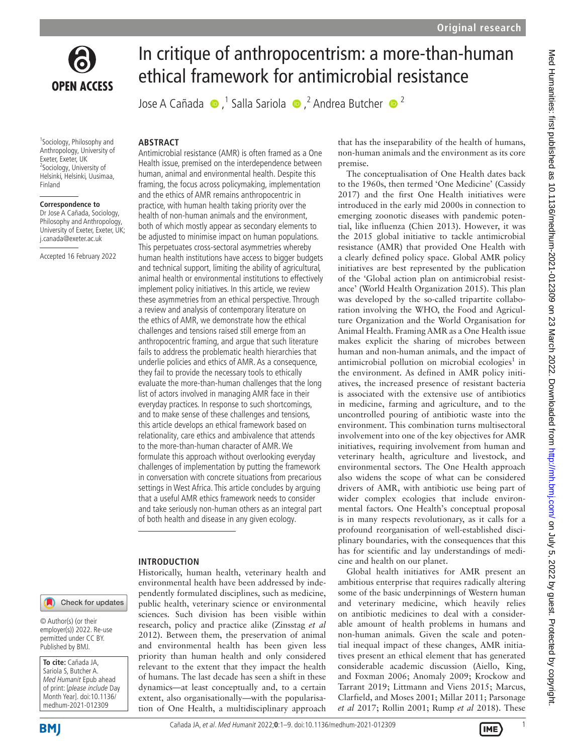# In critique of anthropocentrism: a more-than-human ethical framework for antimicrobial resistance

Jose A Cañada [1], Salla Sariola [2], Andrea Butcher [2]

[1] Sociology, Philosophy and Anthropology, University of Exeter, Exeter, UK
[2] Sociology, University of Helsinki, Helsinki, Uusimaa, Finland

**Correspondence to**
Dr Jose A Cañada, Sociology, Philosophy and Anthropology, University of Exeter, Exeter, UK; j.canada@exeter.ac.uk

Accepted 16 February 2022

© Author(s) (or their employer(s)) 2022. Re-use permitted under CC BY. Published by BMJ.

**To cite:** Cañada JA, Sariola S, Butcher A. *Med Humanit* Epub ahead of print: [*please include* Day Month Year]. doi:10.1136/medhum-2021-012309

## ABSTRACT

Antimicrobial resistance (AMR) is often framed as a One Health issue, premised on the interdependence between human, animal and environmental health. Despite this framing, the focus across policymaking, implementation and the ethics of AMR remains anthropocentric in practice, with human health taking priority over the health of non-human animals and the environment, both of which mostly appear as secondary elements to be adjusted to minimise impact on human populations. This perpetuates cross-sectoral asymmetries whereby human health institutions have access to bigger budgets and technical support, limiting the ability of agricultural, animal health or environmental institutions to effectively implement policy initiatives. In this article, we review these asymmetries from an ethical perspective. Through a review and analysis of contemporary literature on the ethics of AMR, we demonstrate how the ethical challenges and tensions raised still emerge from an anthropocentric framing, and argue that such literature fails to address the problematic health hierarchies that underlie policies and ethics of AMR. As a consequence, they fail to provide the necessary tools to ethically evaluate the more-than-human challenges that the long list of actors involved in managing AMR face in their everyday practices. In response to such shortcomings, and to make sense of these challenges and tensions, this article develops an ethical framework based on relationality, care ethics and ambivalence that attends to the more-than-human character of AMR. We formulate this approach without overlooking everyday challenges of implementation by putting the framework in conversation with concrete situations from precarious settings in West Africa. This article concludes by arguing that a useful AMR ethics framework needs to consider and take seriously non-human others as an integral part of both health and disease in any given ecology.

## INTRODUCTION

Historically, human health, veterinary health and environmental health have been addressed by independently formulated disciplines, such as medicine, public health, veterinary science or environmental sciences. Such division has been visible within research, policy and practice alike (Zinsstag *et al* 2012). Between them, the preservation of animal and environmental health has been given less priority than human health and only considered relevant to the extent that they impact the health of humans. The last decade has seen a shift in these dynamics—at least conceptually and, to a certain extent, also organisationally—with the popularisation of One Health, a multidisciplinary approach that has the inseparability of the health of humans, non-human animals and the environment as its core premise.

The conceptualisation of One Health dates back to the 1960s, then termed 'One Medicine' (Cassidy 2017) and the first One Health initiatives were introduced in the early mid 2000s in connection to emerging zoonotic diseases with pandemic potential, like influenza (Chien 2013). However, it was the 2015 global initiative to tackle antimicrobial resistance (AMR) that provided One Health with a clearly defined policy space. Global AMR policy initiatives are best represented by the publication of the 'Global action plan on antimicrobial resistance' (World Health Organization 2015). This plan was developed by the so-called tripartite collaboration involving the WHO, the Food and Agriculture Organization and the World Organisation for Animal Health. Framing AMR as a One Health issue makes explicit the sharing of microbes between human and non-human animals, and the impact of antimicrobial pollution on microbial ecologies[1] in the environment. As defined in AMR policy initiatives, the increased presence of resistant bacteria is associated with the extensive use of antibiotics in medicine, farming and agriculture, and to the uncontrolled pouring of antibiotic waste into the environment. This combination turns multisectoral involvement into one of the key objectives for AMR initiatives, requiring involvement from human and veterinary health, agriculture and livestock, and environmental sectors. The One Health approach also widens the scope of what can be considered drivers of AMR, with antibiotic use being part of wider complex ecologies that include environmental factors. One Health's conceptual proposal is in many respects revolutionary, as it calls for a profound reorganisation of well-established disciplinary boundaries, with the consequences that this has for scientific and lay understandings of medicine and health on our planet.

Global health initiatives for AMR present an ambitious enterprise that requires radically altering some of the basic underpinnings of Western human and veterinary medicine, which heavily relies on antibiotic medicines to deal with a considerable amount of health problems in humans and non-human animals. Given the scale and potential inequal impact of these changes, AMR initiatives present an ethical element that has generated considerable academic discussion (Aiello, King, and Foxman 2006; Anomaly 2009; Krockow and Tarrant 2019; Littmann and Viens 2015; Marcus, Clarfield, and Moses 2001; Millar 2011; Parsonage *et al* 2017; Rollin 2001; Rump *et al* 2018). These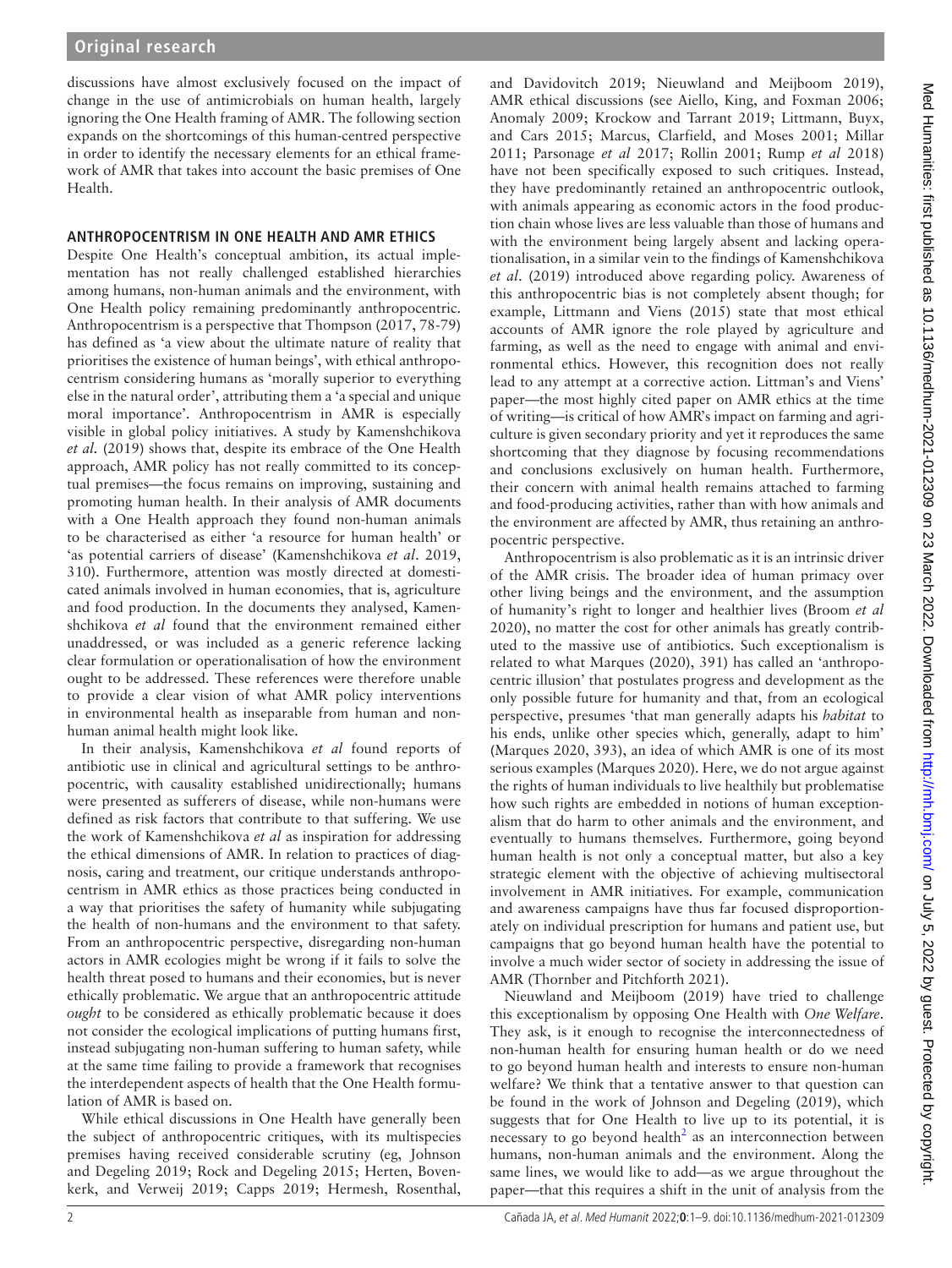discussions have almost exclusively focused on the impact of change in the use of antimicrobials on human health, largely ignoring the One Health framing of AMR. The following section expands on the shortcomings of this human-centred perspective in order to identify the necessary elements for an ethical framework of AMR that takes into account the basic premises of One Health.

## ANTHROPOCENTRISM IN ONE HEALTH AND AMR ETHICS

Despite One Health's conceptual ambition, its actual implementation has not really challenged established hierarchies among humans, non-human animals and the environment, with One Health policy remaining predominantly anthropocentric. Anthropocentrism is a perspective that Thompson (2017, 78-79) has defined as 'a view about the ultimate nature of reality that prioritises the existence of human beings', with ethical anthropocentrism considering humans as 'morally superior to everything else in the natural order', attributing them a 'a special and unique moral importance'. Anthropocentrism in AMR is especially visible in global policy initiatives. A study by Kamenshchikova *et al.* (2019) shows that, despite its embrace of the One Health approach, AMR policy has not really committed to its conceptual premises—the focus remains on improving, sustaining and promoting human health. In their analysis of AMR documents with a One Health approach they found non-human animals to be characterised as either 'a resource for human health' or 'as potential carriers of disease' (Kamenshchikova *et al*. 2019, 310). Furthermore, attention was mostly directed at domesticated animals involved in human economies, that is, agriculture and food production. In the documents they analysed, Kamenshchikova *et al* found that the environment remained either unaddressed, or was included as a generic reference lacking clear formulation or operationalisation of how the environment ought to be addressed. These references were therefore unable to provide a clear vision of what AMR policy interventions in environmental health as inseparable from human and non-human animal health might look like.

In their analysis, Kamenshchikova *et al* found reports of antibiotic use in clinical and agricultural settings to be anthropocentric, with causality established unidirectionally; humans were presented as sufferers of disease, while non-humans were defined as risk factors that contribute to that suffering. We use the work of Kamenshchikova *et al* as inspiration for addressing the ethical dimensions of AMR. In relation to practices of diagnosis, caring and treatment, our critique understands anthropocentrism in AMR ethics as those practices being conducted in a way that prioritises the safety of humanity while subjugating the health of non-humans and the environment to that safety. From an anthropocentric perspective, disregarding non-human actors in AMR ecologies might be wrong if it fails to solve the health threat posed to humans and their economies, but is never ethically problematic. We argue that an anthropocentric attitude *ought* to be considered as ethically problematic because it does not consider the ecological implications of putting humans first, instead subjugating non-human suffering to human safety, while at the same time failing to provide a framework that recognises the interdependent aspects of health that the One Health formulation of AMR is based on.

While ethical discussions in One Health have generally been the subject of anthropocentric critiques, with its multispecies premises having received considerable scrutiny (eg, Johnson and Degeling 2019; Rock and Degeling 2015; Herten, Bovenkerk, and Verweij 2019; Capps 2019; Hermesh, Rosenthal, and Davidovitch 2019; Nieuwland and Meijboom 2019), AMR ethical discussions (see Aiello, King, and Foxman 2006; Anomaly 2009; Krockow and Tarrant 2019; Littmann, Buyx, and Cars 2015; Marcus, Clarfield, and Moses 2001; Millar 2011; Parsonage *et al* 2017; Rollin 2001; Rump *et al* 2018) have not been specifically exposed to such critiques. Instead, they have predominantly retained an anthropocentric outlook, with animals appearing as economic actors in the food production chain whose lives are less valuable than those of humans and with the environment being largely absent and lacking operationalisation, in a similar vein to the findings of Kamenshchikova *et al*. (2019) introduced above regarding policy. Awareness of this anthropocentric bias is not completely absent though; for example, Littmann and Viens (2015) state that most ethical accounts of AMR ignore the role played by agriculture and farming, as well as the need to engage with animal and environmental ethics. However, this recognition does not really lead to any attempt at a corrective action. Littman's and Viens' paper—the most highly cited paper on AMR ethics at the time of writing—is critical of how AMR's impact on farming and agriculture is given secondary priority and yet it reproduces the same shortcoming that they diagnose by focusing recommendations and conclusions exclusively on human health. Furthermore, their concern with animal health remains attached to farming and food-producing activities, rather than with how animals and the environment are affected by AMR, thus retaining an anthropocentric perspective.

Anthropocentrism is also problematic as it is an intrinsic driver of the AMR crisis. The broader idea of human primacy over other living beings and the environment, and the assumption of humanity's right to longer and healthier lives (Broom *et al* 2020), no matter the cost for other animals has greatly contributed to the massive use of antibiotics. Such exceptionalism is related to what Marques (2020), 391) has called an 'anthropocentric illusion' that postulates progress and development as the only possible future for humanity and that, from an ecological perspective, presumes 'that man generally adapts his *habitat* to his ends, unlike other species which, generally, adapt to him' (Marques 2020, 393), an idea of which AMR is one of its most serious examples (Marques 2020). Here, we do not argue against the rights of human individuals to live healthily but problematise how such rights are embedded in notions of human exceptionalism that do harm to other animals and the environment, and eventually to humans themselves. Furthermore, going beyond human health is not only a conceptual matter, but also a key strategic element with the objective of achieving multisectoral involvement in AMR initiatives. For example, communication and awareness campaigns have thus far focused disproportionately on individual prescription for humans and patient use, but campaigns that go beyond human health have the potential to involve a much wider sector of society in addressing the issue of AMR (Thornber and Pitchforth 2021).

Nieuwland and Meijboom (2019) have tried to challenge this exceptionalism by opposing One Health with *One Welfare*. They ask, is it enough to recognise the interconnectedness of non-human health for ensuring human health or do we need to go beyond human health and interests to ensure non-human welfare? We think that a tentative answer to that question can be found in the work of Johnson and Degeling (2019), which suggests that for One Health to live up to its potential, it is necessary to go beyond health[2] as an interconnection between humans, non-human animals and the environment. Along the same lines, we would like to add—as we argue throughout the paper—that this requires a shift in the unit of analysis from the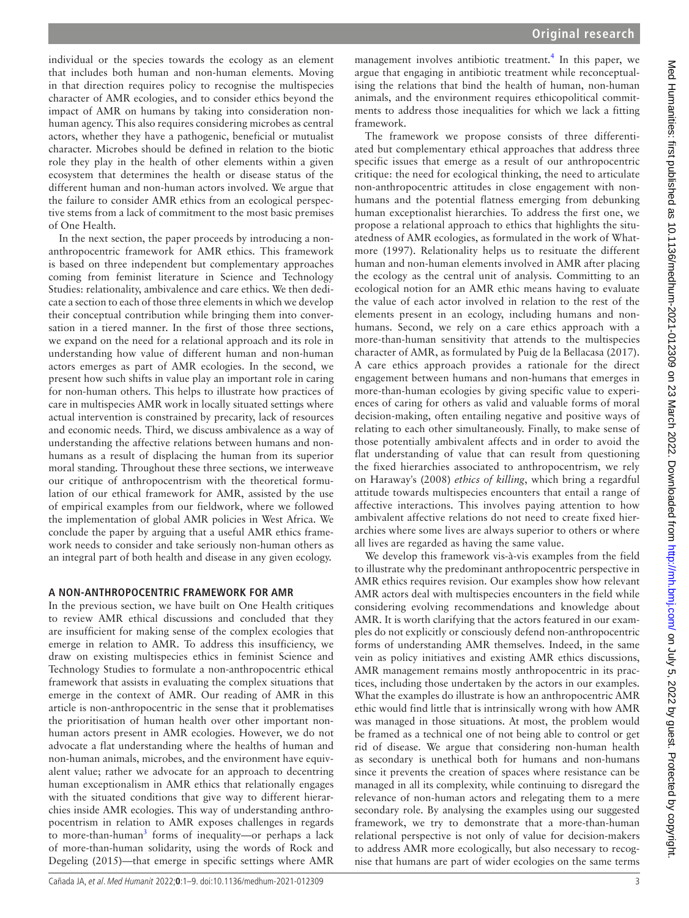individual or the species towards the ecology as an element that includes both human and non-human elements. Moving in that direction requires policy to recognise the multispecies character of AMR ecologies, and to consider ethics beyond the impact of AMR on humans by taking into consideration non-human agency. This also requires considering microbes as central actors, whether they have a pathogenic, beneficial or mutualist character. Microbes should be defined in relation to the biotic role they play in the health of other elements within a given ecosystem that determines the health or disease status of the different human and non-human actors involved. We argue that the failure to consider AMR ethics from an ecological perspective stems from a lack of commitment to the most basic premises of One Health.

In the next section, the paper proceeds by introducing a non-anthropocentric framework for AMR ethics. This framework is based on three independent but complementary approaches coming from feminist literature in Science and Technology Studies: relationality, ambivalence and care ethics. We then dedicate a section to each of those three elements in which we develop their conceptual contribution while bringing them into conversation in a tiered manner. In the first of those three sections, we expand on the need for a relational approach and its role in understanding how value of different human and non-human actors emerges as part of AMR ecologies. In the second, we present how such shifts in value play an important role in caring for non-human others. This helps to illustrate how practices of care in multispecies AMR work in locally situated settings where actual intervention is constrained by precarity, lack of resources and economic needs. Third, we discuss ambivalence as a way of understanding the affective relations between humans and non-humans as a result of displacing the human from its superior moral standing. Throughout these three sections, we interweave our critique of anthropocentrism with the theoretical formulation of our ethical framework for AMR, assisted by the use of empirical examples from our fieldwork, where we followed the implementation of global AMR policies in West Africa. We conclude the paper by arguing that a useful AMR ethics framework needs to consider and take seriously non-human others as an integral part of both health and disease in any given ecology.

## A NON-ANTHROPOCENTRIC FRAMEWORK FOR AMR

In the previous section, we have built on One Health critiques to review AMR ethical discussions and concluded that they are insufficient for making sense of the complex ecologies that emerge in relation to AMR. To address this insufficiency, we draw on existing multispecies ethics in feminist Science and Technology Studies to formulate a non-anthropocentric ethical framework that assists in evaluating the complex situations that emerge in the context of AMR. Our reading of AMR in this article is non-anthropocentric in the sense that it problematises the prioritisation of human health over other important non-human actors present in AMR ecologies. However, we do not advocate a flat understanding where the healths of human and non-human animals, microbes, and the environment have equivalent value; rather we advocate for an approach to decentring human exceptionalism in AMR ethics that relationally engages with the situated conditions that give way to different hierarchies inside AMR ecologies. This way of understanding anthropocentrism in relation to AMR exposes challenges in regards to more-than-human[3] forms of inequality—or perhaps a lack of more-than-human solidarity, using the words of Rock and Degeling (2015)—that emerge in specific settings where AMR management involves antibiotic treatment.[4] In this paper, we argue that engaging in antibiotic treatment while reconceptualising the relations that bind the health of human, non-human animals, and the environment requires ethicopolitical commitments to address those inequalities for which we lack a fitting framework.

The framework we propose consists of three differentiated but complementary ethical approaches that address three specific issues that emerge as a result of our anthropocentric critique: the need for ecological thinking, the need to articulate non-anthropocentric attitudes in close engagement with non-humans and the potential flatness emerging from debunking human exceptionalist hierarchies. To address the first one, we propose a relational approach to ethics that highlights the situatedness of AMR ecologies, as formulated in the work of Whatmore (1997). Relationality helps us to resituate the different human and non-human elements involved in AMR after placing the ecology as the central unit of analysis. Committing to an ecological notion for an AMR ethic means having to evaluate the value of each actor involved in relation to the rest of the elements present in an ecology, including humans and non-humans. Second, we rely on a care ethics approach with a more-than-human sensitivity that attends to the multispecies character of AMR, as formulated by Puig de la Bellacasa (2017). A care ethics approach provides a rationale for the direct engagement between humans and non-humans that emerges in more-than-human ecologies by giving specific value to experiences of caring for others as valid and valuable forms of moral decision-making, often entailing negative and positive ways of relating to each other simultaneously. Finally, to make sense of those potentially ambivalent affects and in order to avoid the flat understanding of value that can result from questioning the fixed hierarchies associated to anthropocentrism, we rely on Haraway's (2008) *ethics of killing*, which bring a regardful attitude towards multispecies encounters that entail a range of affective interactions. This involves paying attention to how ambivalent affective relations do not need to create fixed hierarchies where some lives are always superior to others or where all lives are regarded as having the same value.

We develop this framework vis-à-vis examples from the field to illustrate why the predominant anthropocentric perspective in AMR ethics requires revision. Our examples show how relevant AMR actors deal with multispecies encounters in the field while considering evolving recommendations and knowledge about AMR. It is worth clarifying that the actors featured in our examples do not explicitly or consciously defend non-anthropocentric forms of understanding AMR themselves. Indeed, in the same vein as policy initiatives and existing AMR ethics discussions, AMR management remains mostly anthropocentric in its practices, including those undertaken by the actors in our examples. What the examples do illustrate is how an anthropocentric AMR ethic would find little that is intrinsically wrong with how AMR was managed in those situations. At most, the problem would be framed as a technical one of not being able to control or get rid of disease. We argue that considering non-human health as secondary is unethical both for humans and non-humans since it prevents the creation of spaces where resistance can be managed in all its complexity, while continuing to disregard the relevance of non-human actors and relegating them to a mere secondary role. By analysing the examples using our suggested framework, we try to demonstrate that a more-than-human relational perspective is not only of value for decision-makers to address AMR more ecologically, but also necessary to recognise that humans are part of wider ecologies on the same terms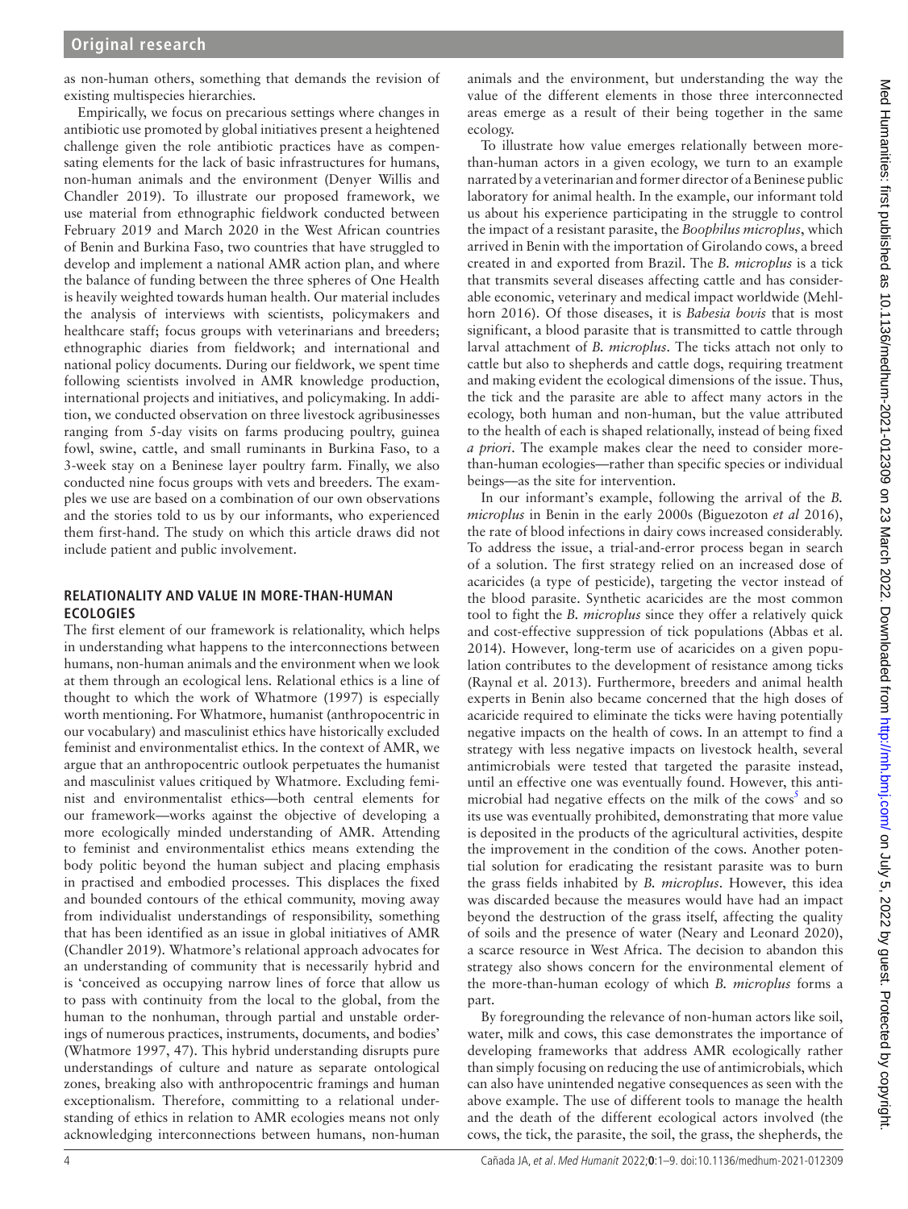as non-human others, something that demands the revision of existing multispecies hierarchies.

Empirically, we focus on precarious settings where changes in antibiotic use promoted by global initiatives present a heightened challenge given the role antibiotic practices have as compensating elements for the lack of basic infrastructures for humans, non-human animals and the environment (Denyer Willis and Chandler 2019). To illustrate our proposed framework, we use material from ethnographic fieldwork conducted between February 2019 and March 2020 in the West African countries of Benin and Burkina Faso, two countries that have struggled to develop and implement a national AMR action plan, and where the balance of funding between the three spheres of One Health is heavily weighted towards human health. Our material includes the analysis of interviews with scientists, policymakers and healthcare staff; focus groups with veterinarians and breeders; ethnographic diaries from fieldwork; and international and national policy documents. During our fieldwork, we spent time following scientists involved in AMR knowledge production, international projects and initiatives, and policymaking. In addition, we conducted observation on three livestock agribusinesses ranging from 5-day visits on farms producing poultry, guinea fowl, swine, cattle, and small ruminants in Burkina Faso, to a 3-week stay on a Beninese layer poultry farm. Finally, we also conducted nine focus groups with vets and breeders. The examples we use are based on a combination of our own observations and the stories told to us by our informants, who experienced them first-hand. The study on which this article draws did not include patient and public involvement.

## RELATIONALITY AND VALUE IN MORE-THAN-HUMAN ECOLOGIES

The first element of our framework is relationality, which helps in understanding what happens to the interconnections between humans, non-human animals and the environment when we look at them through an ecological lens. Relational ethics is a line of thought to which the work of Whatmore (1997) is especially worth mentioning. For Whatmore, humanist (anthropocentric in our vocabulary) and masculinist ethics have historically excluded feminist and environmentalist ethics. In the context of AMR, we argue that an anthropocentric outlook perpetuates the humanist and masculinist values critiqued by Whatmore. Excluding feminist and environmentalist ethics—both central elements for our framework—works against the objective of developing a more ecologically minded understanding of AMR. Attending to feminist and environmentalist ethics means extending the body politic beyond the human subject and placing emphasis in practised and embodied processes. This displaces the fixed and bounded contours of the ethical community, moving away from individualist understandings of responsibility, something that has been identified as an issue in global initiatives of AMR (Chandler 2019). Whatmore's relational approach advocates for an understanding of community that is necessarily hybrid and is 'conceived as occupying narrow lines of force that allow us to pass with continuity from the local to the global, from the human to the nonhuman, through partial and unstable orderings of numerous practices, instruments, documents, and bodies' (Whatmore 1997, 47). This hybrid understanding disrupts pure understandings of culture and nature as separate ontological zones, breaking also with anthropocentric framings and human exceptionalism. Therefore, committing to a relational understanding of ethics in relation to AMR ecologies means not only acknowledging interconnections between humans, non-human animals and the environment, but understanding the way the value of the different elements in those three interconnected areas emerge as a result of their being together in the same ecology.

To illustrate how value emerges relationally between more-than-human actors in a given ecology, we turn to an example narrated by a veterinarian and former director of a Beninese public laboratory for animal health. In the example, our informant told us about his experience participating in the struggle to control the impact of a resistant parasite, the *Boophilus microplus*, which arrived in Benin with the importation of Girolando cows, a breed created in and exported from Brazil. The *B. microplus* is a tick that transmits several diseases affecting cattle and has considerable economic, veterinary and medical impact worldwide (Mehlhorn 2016). Of those diseases, it is *Babesia bovis* that is most significant, a blood parasite that is transmitted to cattle through larval attachment of *B. microplus*. The ticks attach not only to cattle but also to shepherds and cattle dogs, requiring treatment and making evident the ecological dimensions of the issue. Thus, the tick and the parasite are able to affect many actors in the ecology, both human and non-human, but the value attributed to the health of each is shaped relationally, instead of being fixed *a priori*. The example makes clear the need to consider more-than-human ecologies—rather than specific species or individual beings—as the site for intervention.

In our informant's example, following the arrival of the *B. microplus* in Benin in the early 2000s (Biguezoton *et al* 2016), the rate of blood infections in dairy cows increased considerably. To address the issue, a trial-and-error process began in search of a solution. The first strategy relied on an increased dose of acaricides (a type of pesticide), targeting the vector instead of the blood parasite. Synthetic acaricides are the most common tool to fight the *B. microplus* since they offer a relatively quick and cost-effective suppression of tick populations (Abbas et al. 2014). However, long-term use of acaricides on a given population contributes to the development of resistance among ticks (Raynal et al. 2013). Furthermore, breeders and animal health experts in Benin also became concerned that the high doses of acaricide required to eliminate the ticks were having potentially negative impacts on the health of cows. In an attempt to find a strategy with less negative impacts on livestock health, several antimicrobials were tested that targeted the parasite instead, until an effective one was eventually found. However, this antimicrobial had negative effects on the milk of the cows[5] and so its use was eventually prohibited, demonstrating that more value is deposited in the products of the agricultural activities, despite the improvement in the condition of the cows. Another potential solution for eradicating the resistant parasite was to burn the grass fields inhabited by *B. microplus*. However, this idea was discarded because the measures would have had an impact beyond the destruction of the grass itself, affecting the quality of soils and the presence of water (Neary and Leonard 2020), a scarce resource in West Africa. The decision to abandon this strategy also shows concern for the environmental element of the more-than-human ecology of which *B. microplus* forms a part.

By foregrounding the relevance of non-human actors like soil, water, milk and cows, this case demonstrates the importance of developing frameworks that address AMR ecologically rather than simply focusing on reducing the use of antimicrobials, which can also have unintended negative consequences as seen with the above example. The use of different tools to manage the health and the death of the different ecological actors involved (the cows, the tick, the parasite, the soil, the grass, the shepherds, the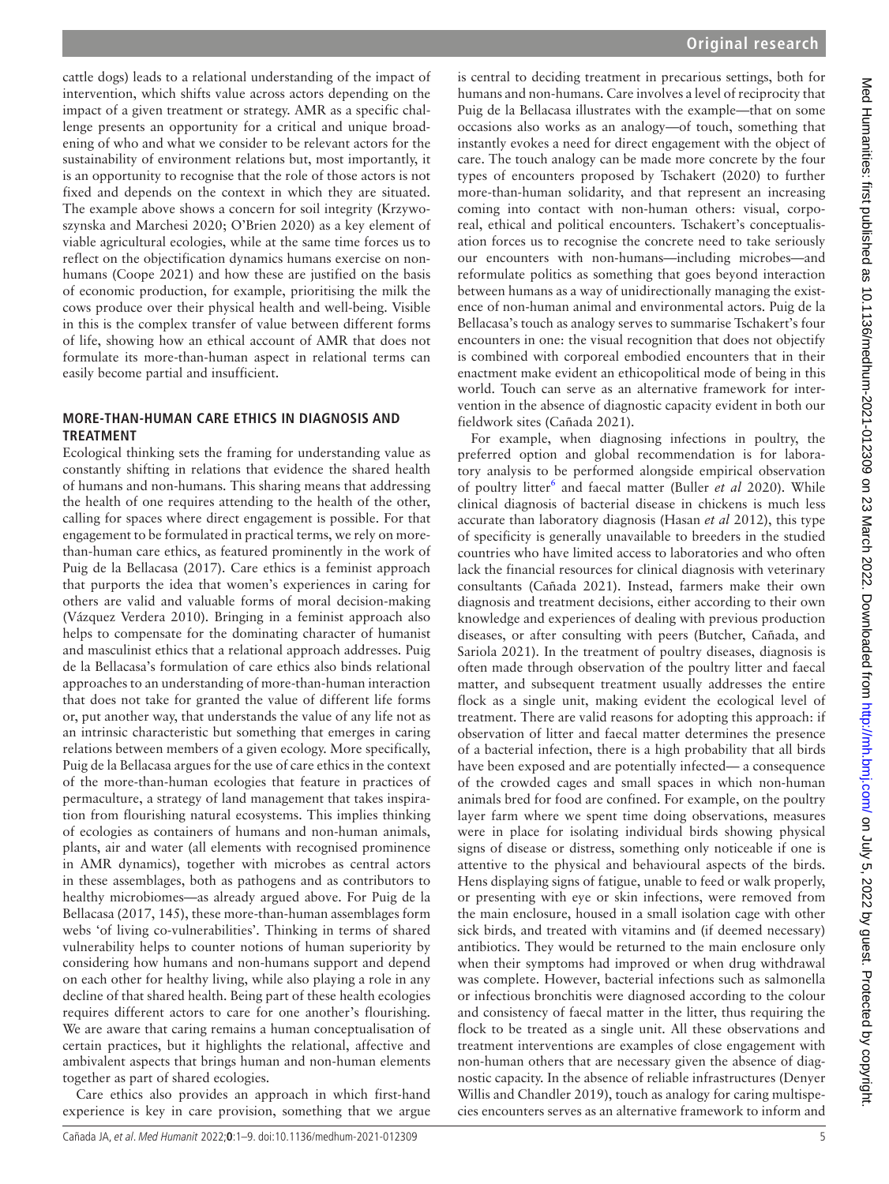cattle dogs) leads to a relational understanding of the impact of intervention, which shifts value across actors depending on the impact of a given treatment or strategy. AMR as a specific challenge presents an opportunity for a critical and unique broadening of who and what we consider to be relevant actors for the sustainability of environment relations but, most importantly, it is an opportunity to recognise that the role of those actors is not fixed and depends on the context in which they are situated. The example above shows a concern for soil integrity (Krzywoszynska and Marchesi 2020; O'Brien 2020) as a key element of viable agricultural ecologies, while at the same time forces us to reflect on the objectification dynamics humans exercise on non-humans (Coope 2021) and how these are justified on the basis of economic production, for example, prioritising the milk the cows produce over their physical health and well-being. Visible in this is the complex transfer of value between different forms of life, showing how an ethical account of AMR that does not formulate its more-than-human aspect in relational terms can easily become partial and insufficient.

## MORE-THAN-HUMAN CARE ETHICS IN DIAGNOSIS AND TREATMENT

Ecological thinking sets the framing for understanding value as constantly shifting in relations that evidence the shared health of humans and non-humans. This sharing means that addressing the health of one requires attending to the health of the other, calling for spaces where direct engagement is possible. For that engagement to be formulated in practical terms, we rely on more-than-human care ethics, as featured prominently in the work of Puig de la Bellacasa (2017). Care ethics is a feminist approach that purports the idea that women's experiences in caring for others are valid and valuable forms of moral decision-making (Vázquez Verdera 2010). Bringing in a feminist approach also helps to compensate for the dominating character of humanist and masculinist ethics that a relational approach also addresses. Puig de la Bellacasa's formulation of care ethics also binds relational approaches to an understanding of more-than-human interaction that does not take for granted the value of different life forms or, put another way, that understands the value of any life not as an intrinsic characteristic but something that emerges in caring relations between members of a given ecology. More specifically, Puig de la Bellacasa argues for the use of care ethics in the context of the more-than-human ecologies that feature in practices of permaculture, a strategy of land management that takes inspiration from flourishing natural ecosystems. This implies thinking of ecologies as containers of humans and non-human animals, plants, air and water (all elements with recognised prominence in AMR dynamics), together with microbes as central actors in these assemblages, both as pathogens and as contributors to healthy microbiomes—as already argued above. For Puig de la Bellacasa (2017, 145), these more-than-human assemblages form webs 'of living co-vulnerabilities'. Thinking in terms of shared vulnerability helps to counter notions of human superiority by considering how humans and non-humans support and depend on each other for healthy living, while also playing a role in any decline of that shared health. Being part of these health ecologies requires different actors to care for one another's flourishing. We are aware that caring remains a human conceptualisation of certain practices, but it highlights the relational, affective and ambivalent aspects that brings human and non-human elements together as part of shared ecologies.

Care ethics also provides an approach in which first-hand experience is key in care provision, something that we argue is central to deciding treatment in precarious settings, both for humans and non-humans. Care involves a level of reciprocity that Puig de la Bellacasa illustrates with the example—that on some occasions also works as an analogy—of touch, something that instantly evokes a need for direct engagement with the object of care. The touch analogy can be made more concrete by the four types of encounters proposed by Tschakert (2020) to further more-than-human solidarity, and that represent an increasing coming into contact with non-human others: visual, corporeal, ethical and political encounters. Tschakert's conceptualisation forces us to recognise the concrete need to take seriously our encounters with non-humans—including microbes—and reformulate politics as something that goes beyond interaction between humans as a way of unidirectionally managing the existence of non-human animal and environmental actors. Puig de la Bellacasa's touch as analogy serves to summarise Tschakert's four encounters in one: the visual recognition that does not objectify is combined with corporeal embodied encounters that in their enactment make evident an ethicopolitical mode of being in this world. Touch can serve as an alternative framework for intervention in the absence of diagnostic capacity evident in both our fieldwork sites (Cañada 2021).

For example, when diagnosing infections in poultry, the preferred option and global recommendation is for laboratory analysis to be performed alongside empirical observation of poultry litter[6] and faecal matter (Buller *et al* 2020). While clinical diagnosis of bacterial disease in chickens is much less accurate than laboratory diagnosis (Hasan *et al* 2012), this type of specificity is generally unavailable to breeders in the studied countries who have limited access to laboratories and who often lack the financial resources for clinical diagnosis with veterinary consultants (Cañada 2021). Instead, farmers make their own diagnosis and treatment decisions, either according to their own knowledge and experiences of dealing with previous production diseases, or after consulting with peers (Butcher, Cañada, and Sariola 2021). In the treatment of poultry diseases, diagnosis is often made through observation of the poultry litter and faecal matter, and subsequent treatment usually addresses the entire flock as a single unit, making evident the ecological level of treatment. There are valid reasons for adopting this approach: if observation of litter and faecal matter determines the presence of a bacterial infection, there is a high probability that all birds have been exposed and are potentially infected— a consequence of the crowded cages and small spaces in which non-human animals bred for food are confined. For example, on the poultry layer farm where we spent time doing observations, measures were in place for isolating individual birds showing physical signs of disease or distress, something only noticeable if one is attentive to the physical and behavioural aspects of the birds. Hens displaying signs of fatigue, unable to feed or walk properly, or presenting with eye or skin infections, were removed from the main enclosure, housed in a small isolation cage with other sick birds, and treated with vitamins and (if deemed necessary) antibiotics. They would be returned to the main enclosure only when their symptoms had improved or when drug withdrawal was complete. However, bacterial infections such as salmonella or infectious bronchitis were diagnosed according to the colour and consistency of faecal matter in the litter, thus requiring the flock to be treated as a single unit. All these observations and treatment interventions are examples of close engagement with non-human others that are necessary given the absence of diagnostic capacity. In the absence of reliable infrastructures (Denyer Willis and Chandler 2019), touch as analogy for caring multispecies encounters serves as an alternative framework to inform and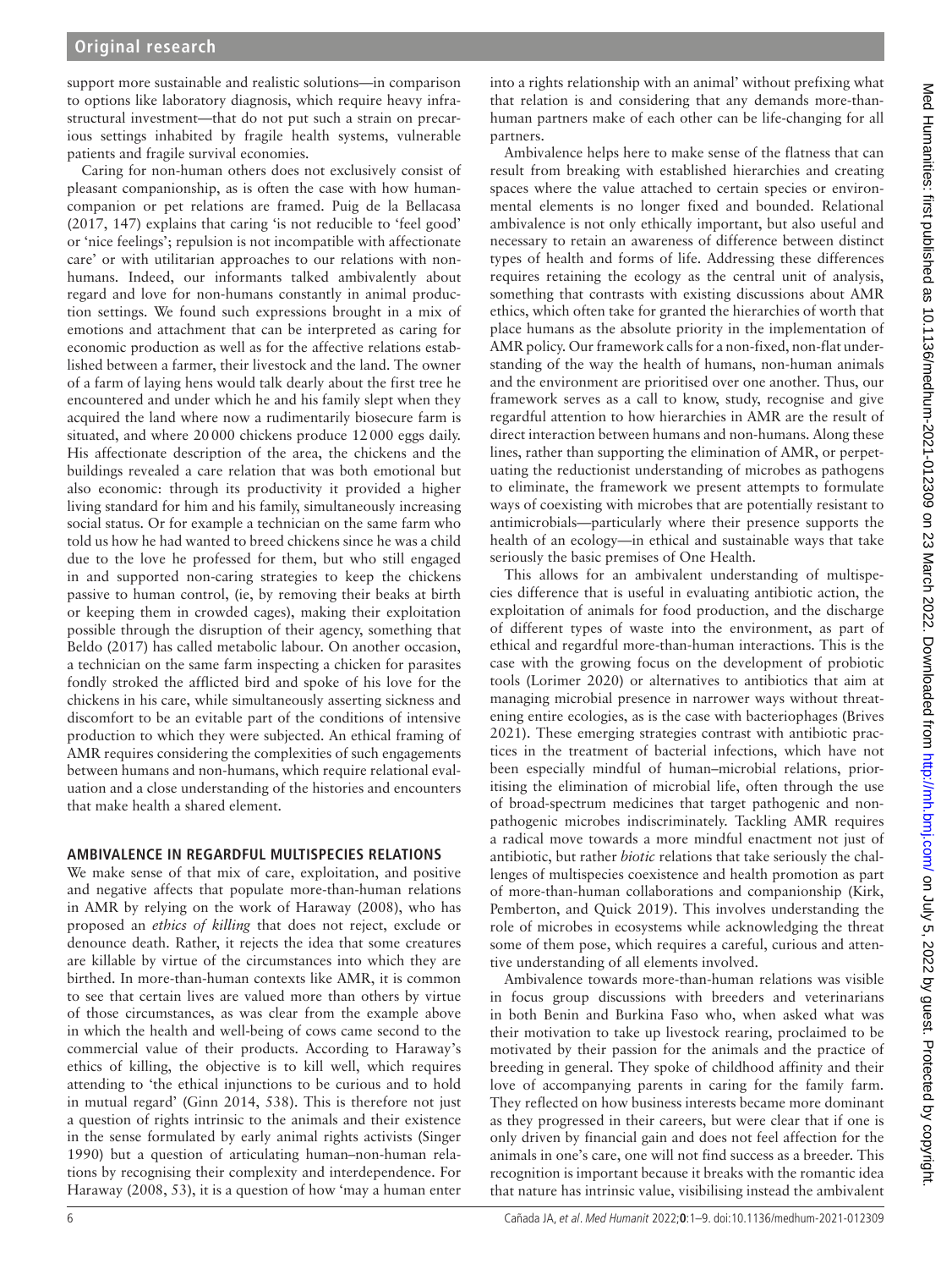support more sustainable and realistic solutions—in comparison to options like laboratory diagnosis, which require heavy infrastructural investment—that do not put such a strain on precarious settings inhabited by fragile health systems, vulnerable patients and fragile survival economies.

Caring for non-human others does not exclusively consist of pleasant companionship, as is often the case with how human-companion or pet relations are framed. Puig de la Bellacasa (2017, 147) explains that caring 'is not reducible to 'feel good' or 'nice feelings'; repulsion is not incompatible with affectionate care' or with utilitarian approaches to our relations with non-humans. Indeed, our informants talked ambivalently about regard and love for non-humans constantly in animal production settings. We found such expressions brought in a mix of emotions and attachment that can be interpreted as caring for economic production as well as for the affective relations established between a farmer, their livestock and the land. The owner of a farm of laying hens would talk dearly about the first tree he encountered and under which he and his family slept when they acquired the land where now a rudimentarily biosecure farm is situated, and where 20 000 chickens produce 12 000 eggs daily. His affectionate description of the area, the chickens and the buildings revealed a care relation that was both emotional but also economic: through its productivity it provided a higher living standard for him and his family, simultaneously increasing social status. Or for example a technician on the same farm who told us how he had wanted to breed chickens since he was a child due to the love he professed for them, but who still engaged in and supported non-caring strategies to keep the chickens passive to human control, (ie, by removing their beaks at birth or keeping them in crowded cages), making their exploitation possible through the disruption of their agency, something that Beldo (2017) has called metabolic labour. On another occasion, a technician on the same farm inspecting a chicken for parasites fondly stroked the afflicted bird and spoke of his love for the chickens in his care, while simultaneously asserting sickness and discomfort to be an evitable part of the conditions of intensive production to which they were subjected. An ethical framing of AMR requires considering the complexities of such engagements between humans and non-humans, which require relational evaluation and a close understanding of the histories and encounters that make health a shared element.

## AMBIVALENCE IN REGARDFUL MULTISPECIES RELATIONS

We make sense of that mix of care, exploitation, and positive and negative affects that populate more-than-human relations in AMR by relying on the work of Haraway (2008), who has proposed an *ethics of killing* that does not reject, exclude or denounce death. Rather, it rejects the idea that some creatures are killable by virtue of the circumstances into which they are birthed. In more-than-human contexts like AMR, it is common to see that certain lives are valued more than others by virtue of those circumstances, as was clear from the example above in which the health and well-being of cows came second to the commercial value of their products. According to Haraway's ethics of killing, the objective is to kill well, which requires attending to 'the ethical injunctions to be curious and to hold in mutual regard' (Ginn 2014, 538). This is therefore not just a question of rights intrinsic to the animals and their existence in the sense formulated by early animal rights activists (Singer 1990) but a question of articulating human–non-human relations by recognising their complexity and interdependence. For Haraway (2008, 53), it is a question of how 'may a human enter into a rights relationship with an animal' without prefixing what that relation is and considering that any demands more-than-human partners make of each other can be life-changing for all partners.

Ambivalence helps here to make sense of the flatness that can result from breaking with established hierarchies and creating spaces where the value attached to certain species or environmental elements is no longer fixed and bounded. Relational ambivalence is not only ethically important, but also useful and necessary to retain an awareness of difference between distinct types of health and forms of life. Addressing these differences requires retaining the ecology as the central unit of analysis, something that contrasts with existing discussions about AMR ethics, which often take for granted the hierarchies of worth that place humans as the absolute priority in the implementation of AMR policy. Our framework calls for a non-fixed, non-flat understanding of the way the health of humans, non-human animals and the environment are prioritised over one another. Thus, our framework serves as a call to know, study, recognise and give regardful attention to how hierarchies in AMR are the result of direct interaction between humans and non-humans. Along these lines, rather than supporting the elimination of AMR, or perpetuating the reductionist understanding of microbes as pathogens to eliminate, the framework we present attempts to formulate ways of coexisting with microbes that are potentially resistant to antimicrobials—particularly where their presence supports the health of an ecology—in ethical and sustainable ways that take seriously the basic premises of One Health.

This allows for an ambivalent understanding of multispecies difference that is useful in evaluating antibiotic action, the exploitation of animals for food production, and the discharge of different types of waste into the environment, as part of ethical and regardful more-than-human interactions. This is the case with the growing focus on the development of probiotic tools (Lorimer 2020) or alternatives to antibiotics that aim at managing microbial presence in narrower ways without threatening entire ecologies, as is the case with bacteriophages (Brives 2021). These emerging strategies contrast with antibiotic practices in the treatment of bacterial infections, which have not been especially mindful of human–microbial relations, prioritising the elimination of microbial life, often through the use of broad-spectrum medicines that target pathogenic and non-pathogenic microbes indiscriminately. Tackling AMR requires a radical move towards a more mindful enactment not just of antibiotic, but rather *biotic* relations that take seriously the challenges of multispecies coexistence and health promotion as part of more-than-human collaborations and companionship (Kirk, Pemberton, and Quick 2019). This involves understanding the role of microbes in ecosystems while acknowledging the threat some of them pose, which requires a careful, curious and attentive understanding of all elements involved.

Ambivalence towards more-than-human relations was visible in focus group discussions with breeders and veterinarians in both Benin and Burkina Faso who, when asked what was their motivation to take up livestock rearing, proclaimed to be motivated by their passion for the animals and the practice of breeding in general. They spoke of childhood affinity and their love of accompanying parents in caring for the family farm. They reflected on how business interests became more dominant as they progressed in their careers, but were clear that if one is only driven by financial gain and does not feel affection for the animals in one's care, one will not find success as a breeder. This recognition is important because it breaks with the romantic idea that nature has intrinsic value, visibilising instead the ambivalent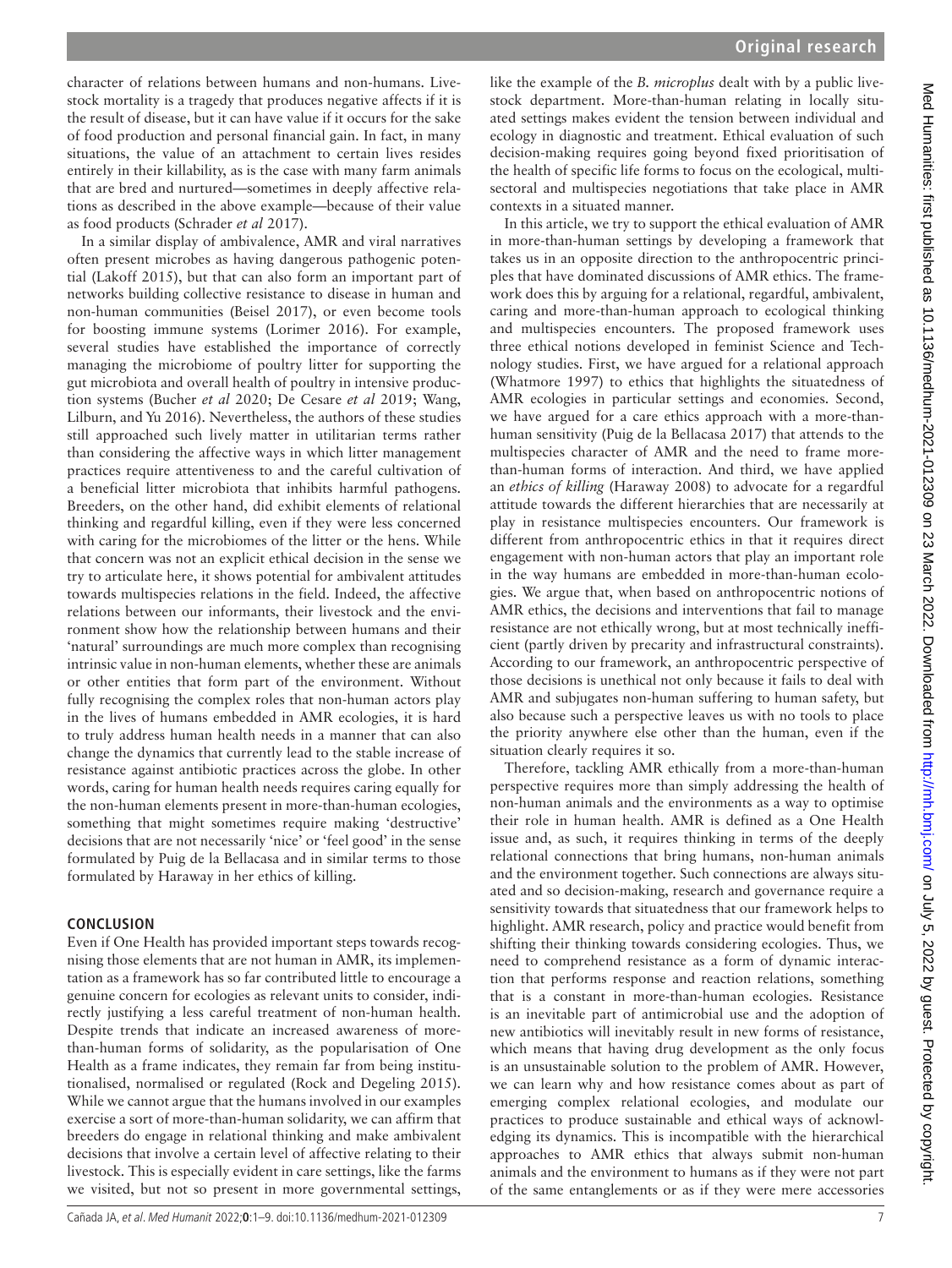character of relations between humans and non-humans. Livestock mortality is a tragedy that produces negative affects if it is the result of disease, but it can have value if it occurs for the sake of food production and personal financial gain. In fact, in many situations, the value of an attachment to certain lives resides entirely in their killability, as is the case with many farm animals that are bred and nurtured—sometimes in deeply affective relations as described in the above example—because of their value as food products (Schrader *et al* 2017).

In a similar display of ambivalence, AMR and viral narratives often present microbes as having dangerous pathogenic potential (Lakoff 2015), but that can also form an important part of networks building collective resistance to disease in human and non-human communities (Beisel 2017), or even become tools for boosting immune systems (Lorimer 2016). For example, several studies have established the importance of correctly managing the microbiome of poultry litter for supporting the gut microbiota and overall health of poultry in intensive production systems (Bucher *et al* 2020; De Cesare *et al* 2019; Wang, Lilburn, and Yu 2016). Nevertheless, the authors of these studies still approached such lively matter in utilitarian terms rather than considering the affective ways in which litter management practices require attentiveness to and the careful cultivation of a beneficial litter microbiota that inhibits harmful pathogens. Breeders, on the other hand, did exhibit elements of relational thinking and regardful killing, even if they were less concerned with caring for the microbiomes of the litter or the hens. While that concern was not an explicit ethical decision in the sense we try to articulate here, it shows potential for ambivalent attitudes towards multispecies relations in the field. Indeed, the affective relations between our informants, their livestock and the environment show how the relationship between humans and their 'natural' surroundings are much more complex than recognising intrinsic value in non-human elements, whether these are animals or other entities that form part of the environment. Without fully recognising the complex roles that non-human actors play in the lives of humans embedded in AMR ecologies, it is hard to truly address human health needs in a manner that can also change the dynamics that currently lead to the stable increase of resistance against antibiotic practices across the globe. In other words, caring for human health needs requires caring equally for the non-human elements present in more-than-human ecologies, something that might sometimes require making 'destructive' decisions that are not necessarily 'nice' or 'feel good' in the sense formulated by Puig de la Bellacasa and in similar terms to those formulated by Haraway in her ethics of killing.

## CONCLUSION

Even if One Health has provided important steps towards recognising those elements that are not human in AMR, its implementation as a framework has so far contributed little to encourage a genuine concern for ecologies as relevant units to consider, indirectly justifying a less careful treatment of non-human health. Despite trends that indicate an increased awareness of more-than-human forms of solidarity, as the popularisation of One Health as a frame indicates, they remain far from being institutionalised, normalised or regulated (Rock and Degeling 2015). While we cannot argue that the humans involved in our examples exercise a sort of more-than-human solidarity, we can affirm that breeders do engage in relational thinking and make ambivalent decisions that involve a certain level of affective relating to their livestock. This is especially evident in care settings, like the farms we visited, but not so present in more governmental settings, like the example of the *B. microplus* dealt with by a public livestock department. More-than-human relating in locally situated settings makes evident the tension between individual and ecology in diagnostic and treatment. Ethical evaluation of such decision-making requires going beyond fixed prioritisation of the health of specific life forms to focus on the ecological, multisectoral and multispecies negotiations that take place in AMR contexts in a situated manner.

In this article, we try to support the ethical evaluation of AMR in more-than-human settings by developing a framework that takes us in an opposite direction to the anthropocentric principles that have dominated discussions of AMR ethics. The framework does this by arguing for a relational, regardful, ambivalent, caring and more-than-human approach to ecological thinking and multispecies encounters. The proposed framework uses three ethical notions developed in feminist Science and Technology studies. First, we have argued for a relational approach (Whatmore 1997) to ethics that highlights the situatedness of AMR ecologies in particular settings and economies. Second, we have argued for a care ethics approach with a more-than-human sensitivity (Puig de la Bellacasa 2017) that attends to the multispecies character of AMR and the need to frame more-than-human forms of interaction. And third, we have applied an *ethics of killing* (Haraway 2008) to advocate for a regardful attitude towards the different hierarchies that are necessarily at play in resistance multispecies encounters. Our framework is different from anthropocentric ethics in that it requires direct engagement with non-human actors that play an important role in the way humans are embedded in more-than-human ecologies. We argue that, when based on anthropocentric notions of AMR ethics, the decisions and interventions that fail to manage resistance are not ethically wrong, but at most technically inefficient (partly driven by precarity and infrastructural constraints). According to our framework, an anthropocentric perspective of those decisions is unethical not only because it fails to deal with AMR and subjugates non-human suffering to human safety, but also because such a perspective leaves us with no tools to place the priority anywhere else other than the human, even if the situation clearly requires it so.

Therefore, tackling AMR ethically from a more-than-human perspective requires more than simply addressing the health of non-human animals and the environments as a way to optimise their role in human health. AMR is defined as a One Health issue and, as such, it requires thinking in terms of the deeply relational connections that bring humans, non-human animals and the environment together. Such connections are always situated and so decision-making, research and governance require a sensitivity towards that situatedness that our framework helps to highlight. AMR research, policy and practice would benefit from shifting their thinking towards considering ecologies. Thus, we need to comprehend resistance as a form of dynamic interaction that performs response and reaction relations, something that is a constant in more-than-human ecologies. Resistance is an inevitable part of antimicrobial use and the adoption of new antibiotics will inevitably result in new forms of resistance, which means that having drug development as the only focus is an unsustainable solution to the problem of AMR. However, we can learn why and how resistance comes about as part of emerging complex relational ecologies, and modulate our practices to produce sustainable and ethical ways of acknowledging its dynamics. This is incompatible with the hierarchical approaches to AMR ethics that always submit non-human animals and the environment to humans as if they were not part of the same entanglements or as if they were mere accessories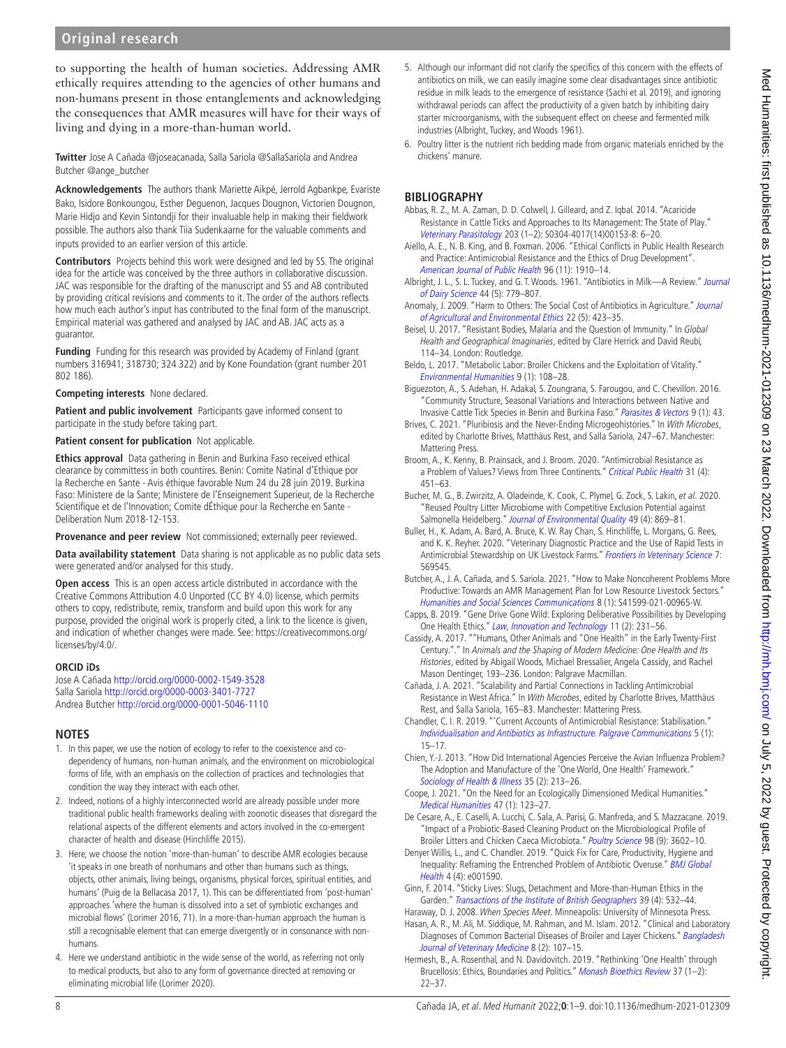to supporting the health of human societies. Addressing AMR ethically requires attending to the agencies of other humans and non-humans present in those entanglements and acknowledging the consequences that AMR measures will have for their ways of living and dying in a more-than-human world.

**Twitter** Jose A Cañada @joseacanada, Salla Sariola @SallaSariola and Andrea Butcher @ange_butcher

**Acknowledgements** The authors thank Mariette Aikpé, Jerrold Agbankpe, Evariste Bako, Isidore Bonkoungou, Esther Deguenon, Jacques Dougnon, Victorien Dougnon, Marie Hidjo and Kevin Sintondji for their invaluable help in making their fieldwork possible. The authors also thank Tiia Sudenkaarne for the valuable comments and inputs provided to an earlier version of this article.

**Contributors** Projects behind this work were designed and led by SS. The original idea for the article was conceived by the three authors in collaborative discussion. JAC was responsible for the drafting of the manuscript and SS and AB contributed by providing critical revisions and comments to it. The order of the authors reflects how much each author's input has contributed to the final form of the manuscript. Empirical material was gathered and analysed by JAC and AB. JAC acts as a guarantor.

**Funding** Funding for this research was provided by Academy of Finland (grant numbers 316941; 318730; 324 322) and by Kone Foundation (grant number 201 802 186).

**Competing interests** None declared.

**Patient and public involvement** Participants gave informed consent to participate in the study before taking part.

**Patient consent for publication** Not applicable.

**Ethics approval** Data gathering in Benin and Burkina Faso received ethical clearance by committess in both countires. Benin: Comite Natinal d'Ethique por la Recherche en Sante - Avis éthique favorable Num 24 du 28 juin 2019. Burkina Faso: Ministere de la Sante; Ministere de l'Enseignement Superieur, de la Recherche Scientifique et de l'Innovation; Comite dÉthique pour la Recherche en Sante - Deliberation Num 2018-12-153.

**Provenance and peer review** Not commissioned; externally peer reviewed.

**Data availability statement** Data sharing is not applicable as no public data sets were generated and/or analysed for this study.

**Open access** This is an open access article distributed in accordance with the Creative Commons Attribution 4.0 Unported (CC BY 4.0) license, which permits others to copy, redistribute, remix, transform and build upon this work for any purpose, provided the original work is properly cited, a link to the licence is given, and indication of whether changes were made. See: https://creativecommons.org/licenses/by/4.0/.

**ORCID iDs**

Jose A Cañada http://orcid.org/0000-0002-1549-3528
Salla Sariola http://orcid.org/0000-0003-3401-7727
Andrea Butcher http://orcid.org/0000-0001-5046-1110

## NOTES

1. In this paper, we use the notion of ecology to refer to the coexistence and co-dependency of humans, non-human animals, and the environment on microbiological forms of life, with an emphasis on the collection of practices and technologies that condition the way they interact with each other.
2. Indeed, notions of a highly interconnected world are already possible under more traditional public health frameworks dealing with zoonotic diseases that disregard the relational aspects of the different elements and actors involved in the co-emergent character of health and disease (Hinchliffe 2015).
3. Here, we choose the notion 'more-than-human' to describe AMR ecologies because 'it speaks in one breath of nonhumans and other than humans such as things, objects, other animals, living beings, organisms, physical forces, spiritual entities, and humans' (Puig de la Bellacasa 2017, 1). This can be differentiated from 'post-human' approaches 'where the human is dissolved into a set of symbiotic exchanges and microbial flows' (Lorimer 2016, 71). In a more-than-human approach the human is still a recognisable element that can emerge divergently or in consonance with non-humans.
4. Here we understand antibiotic in the wide sense of the world, as referring not only to medical products, but also to any form of governance directed at removing or eliminating microbial life (Lorimer 2020).
5. Although our informant did not clarify the specifics of this concern with the effects of antibiotics on milk, we can easily imagine some clear disadvantages since antibiotic residue in milk leads to the emergence of resistance (Sachi et al. 2019), and ignoring withdrawal periods can affect the productivity of a given batch by inhibiting dairy starter microorganisms, with the subsequent effect on cheese and fermented milk industries (Albright, Tuckey, and Woods 1961).
6. Poultry litter is the nutrient rich bedding made from organic materials enriched by the chickens' manure.

## BIBLIOGRAPHY

Abbas, R. Z., M. A. Zaman, D. D. Colwell, J. Gilleard, and Z. Iqbal. 2014. "Acaricide Resistance in Cattle Ticks and Approaches to Its Management: The State of Play." *Veterinary Parasitology* 203 (1–2): S0304-4017(14)00153-8: 6–20.

Aiello, A. E., N. B. King, and B. Foxman. 2006. "Ethical Conflicts in Public Health Research and Practice: Antimicrobial Resistance and the Ethics of Drug Development". *American Journal of Public Health* 96 (11): 1910–14.

Albright, J. L., S. L. Tuckey, and G. T. Woods. 1961. "Antibiotics in Milk—A Review." *Journal of Dairy Science* 44 (5): 779–807.

Anomaly, J. 2009. "Harm to Others: The Social Cost of Antibiotics in Agriculture." *Journal of Agricultural and Environmental Ethics* 22 (5): 423–35.

Beisel, U. 2017. "Resistant Bodies, Malaria and the Question of Immunity." In *Global Health and Geographical Imaginaries*, edited by Clare Herrick and David Reubi, 114–34. London: Routledge.

Beldo, L. 2017. "Metabolic Labor: Broiler Chickens and the Exploitation of Vitality." *Environmental Humanities* 9 (1): 108–28.

Biguezoton, A., S. Adehan, H. Adakal, S. Zoungrana, S. Farougou, and C. Chevillon. 2016. "Community Structure, Seasonal Variations and Interactions between Native and Invasive Cattle Tick Species in Benin and Burkina Faso." *Parasites & Vectors* 9 (1): 43.

Brives, C. 2021. "Pluribiosis and the Never-Ending Microgeohistories." In *With Microbes*, edited by Charlotte Brives, Matthäus Rest, and Salla Sariola, 247–67. Manchester: Mattering Press.

Broom, A., K. Kenny, B. Prainsack, and J. Broom. 2020. "Antimicrobial Resistance as a Problem of Values? Views from Three Continents." *Critical Public Health* 31 (4): 451–63.

Bucher, M. G., B. Zwirzitz, A. Oladeinde, K. Cook, C. Plymel, G. Zock, S. Lakin, *et al*. 2020. "Reused Poultry Litter Microbiome with Competitive Exclusion Potential against Salmonella Heidelberg." *Journal of Environmental Quality* 49 (4): 869–81.

Buller, H., K. Adam, A. Bard, A. Bruce, K. W. Ray Chan, S. Hinchliffe, L. Morgans, G. Rees, and K. K. Reyher. 2020. "Veterinary Diagnostic Practice and the Use of Rapid Tests in Antimicrobial Stewardship on UK Livestock Farms." *Frontiers in Veterinary Science* 7: 569545.

Butcher, A., J. A. Cañada, and S. Sariola. 2021. "How to Make Noncoherent Problems More Productive: Towards an AMR Management Plan for Low Resource Livestock Sectors." *Humanities and Social Sciences Communications* 8 (1): S41599-021-00965-W.

Capps, B. 2019. "Gene Drive Gone Wild: Exploring Deliberative Possibilities by Developing One Health Ethics." *Law, Innovation and Technology* 11 (2): 231–56.

Cassidy, A. 2017. ""Humans, Other Animals and "One Health" in the Early Twenty-First Century."." In *Animals and the Shaping of Modern Medicine: One Health and Its Histories*, edited by Abigail Woods, Michael Bressalier, Angela Cassidy, and Rachel Mason Dentinger, 193–236. London: Palgrave Macmillan.

Cañada, J. A. 2021. "Scalability and Partial Connections in Tackling Antimicrobial Resistance in West Africa." In *With Microbes*, edited by Charlotte Brives, Matthäus Rest, and Salla Sariola, 165–83. Manchester: Mattering Press.

Chandler, C. I. R. 2019. "'Current Accounts of Antimicrobial Resistance: Stabilisation." *Individualisation and Antibiotics as Infrastructure. Palgrave Communications* 5 (1): 15–17.

Chien, Y.-J. 2013. "How Did International Agencies Perceive the Avian Influenza Problem? The Adoption and Manufacture of the 'One World, One Health' Framework." *Sociology of Health & Illness* 35 (2): 213–26.

Coope, J. 2021. "On the Need for an Ecologically Dimensioned Medical Humanities." *Medical Humanities* 47 (1): 123–27.

De Cesare, A., E. Caselli, A. Lucchi, C. Sala, A. Parisi, G. Manfreda, and S. Mazzacane. 2019. "Impact of a Probiotic-Based Cleaning Product on the Microbiological Profile of Broiler Litters and Chicken Caeca Microbiota." *Poultry Science* 98 (9): 3602–10.

Denyer Willis, L., and C. Chandler. 2019. "Quick Fix for Care, Productivity, Hygiene and Inequality: Reframing the Entrenched Problem of Antibiotic Overuse." *BMJ Global Health* 4 (4): e001590.

Ginn, F. 2014. "Sticky Lives: Slugs, Detachment and More-than-Human Ethics in the Garden." *Transactions of the Institute of British Geographers* 39 (4): 532–44.

Haraway, D. J. 2008. *When Species Meet*. Minneapolis: University of Minnesota Press.

Hasan, A. R., M. Ali, M. Siddique, M. Rahman, and M. Islam. 2012. "Clinical and Laboratory Diagnoses of Common Bacterial Diseases of Broiler and Layer Chickens." *Bangladesh Journal of Veterinary Medicine* 8 (2): 107–15.

Hermesh, B., A. Rosenthal, and N. Davidovitch. 2019. "Rethinking 'One Health' through Brucellosis: Ethics, Boundaries and Politics." *Monash Bioethics Review* 37 (1–2): 22–37.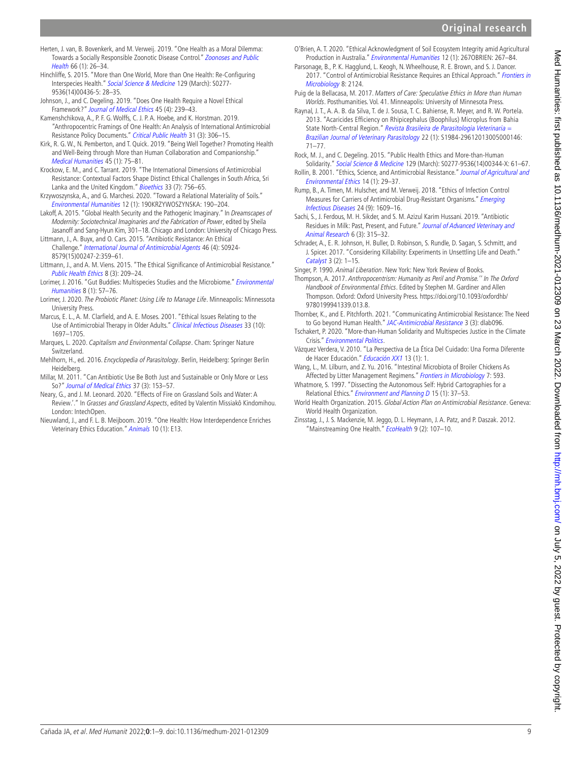Herten, J. van, B. Bovenkerk, and M. Verweij. 2019. "One Health as a Moral Dilemma: Towards a Socially Responsible Zoonotic Disease Control." *Zoonoses and Public Health* 66 (1): 26–34.

Hinchliffe, S. 2015. "More than One World, More than One Health: Re-Configuring Interspecies Health." *Social Science & Medicine* 129 (March): S0277-9536(14)00436-5: 28–35.

Johnson, J., and C. Degeling. 2019. "Does One Health Require a Novel Ethical Framework?" *Journal of Medical Ethics* 45 (4): 239–43.

Kamenshchikova, A., P. F. G. Wolffs, C. J. P. A. Hoebe, and K. Horstman. 2019. "Anthropocentric Framings of One Health: An Analysis of International Antimicrobial Resistance Policy Documents." *Critical Public Health* 31 (3): 306–15.

Kirk, R. G. W., N. Pemberton, and T. Quick. 2019. "Being Well Together? Promoting Health and Well-Being through More than Human Collaboration and Companionship." *Medical Humanities* 45 (1): 75–81.

Krockow, E. M., and C. Tarrant. 2019. "The International Dimensions of Antimicrobial Resistance: Contextual Factors Shape Distinct Ethical Challenges in South Africa, Sri Lanka and the United Kingdom." *Bioethics* 33 (7): 756–65.

Krzywoszynska, A., and G. Marchesi. 2020. "Toward a Relational Materiality of Soils." *Environmental Humanities* 12 (1): 190KRZYWOSZYNSKA: 190–204.

Lakoff, A. 2015. "Global Health Security and the Pathogenic Imaginary." In *Dreamscapes of Modernity: Sociotechnical Imaginaries and the Fabrication of Power*, edited by Sheila Jasanoff and Sang-Hyun Kim, 301–18. Chicago and London: University of Chicago Press.

Littmann, J., A. Buyx, and O. Cars. 2015. "Antibiotic Resistance: An Ethical Challenge." *International Journal of Antimicrobial Agents* 46 (4): S0924-8579(15)00247-2:359–61.

Littmann, J., and A. M. Viens. 2015. "The Ethical Significance of Antimicrobial Resistance." *Public Health Ethics* 8 (3): 209–24.

Lorimer, J. 2016. "Gut Buddies: Multispecies Studies and the Microbiome." *Environmental Humanities* 8 (1): 57–76.

Lorimer, J. 2020. *The Probiotic Planet: Using Life to Manage Life*. Minneapolis: Minnesota University Press.

Marcus, E. L., A. M. Clarfield, and A. E. Moses. 2001. "Ethical Issues Relating to the Use of Antimicrobial Therapy in Older Adults." *Clinical Infectious Diseases* 33 (10): 1697–1705.

Marques, L. 2020. *Capitalism and Environmental Collapse*. Cham: Springer Nature Switzerland.

Mehlhorn, H., ed. 2016. *Encyclopedia of Parasitology*. Berlin, Heidelberg: Springer Berlin Heidelberg.

Millar, M. 2011. "Can Antibiotic Use Be Both Just and Sustainable or Only More or Less So?" *Journal of Medical Ethics* 37 (3): 153–57.

Neary, G., and J. M. Leonard. 2020. "Effects of Fire on Grassland Soils and Water: A Review.'." In *Grasses and Grassland Aspects*, edited by Valentin Missiakô Kindomihou. London: IntechOpen.

Nieuwland, J., and F. L. B. Meijboom. 2019. "One Health: How Interdependence Enriches Veterinary Ethics Education." *Animals* 10 (1): E13.

O'Brien, A. T. 2020. "Ethical Acknowledgment of Soil Ecosystem Integrity amid Agricultural Production in Australia." *Environmental Humanities* 12 (1): 267OBRIEN: 267–84.

Parsonage, B., P. K. Hagglund, L. Keogh, N. Wheelhouse, R. E. Brown, and S. J. Dancer. 2017. "Control of Antimicrobial Resistance Requires an Ethical Approach." *Frontiers in Microbiology* 8: 2124.

Puig de la Bellacasa, M. 2017. *Matters of Care: Speculative Ethics in More than Human Worlds*. Posthumanities. Vol. 41. Minneapolis: University of Minnesota Press.

Raynal, J. T., A. A. B. da Silva, T. de J. Sousa, T. C. Bahiense, R. Meyer, and R. W. Portela. 2013. "Acaricides Efficiency on Rhipicephalus (Boophilus) Microplus from Bahia State North-Central Region." *Revista Brasileira de Parasitologia Veterinaria = Brazilian Journal of Veterinary Parasitology* 22 (1): S1984-29612013005000146: 71–77.

Rock, M. J., and C. Degeling. 2015. "Public Health Ethics and More-than-Human Solidarity." *Social Science & Medicine* 129 (March): S0277-9536(14)00344-X: 61–67.

Rollin, B. 2001. "Ethics, Science, and Antimicrobial Resistance." *Journal of Agricultural and Environmental Ethics* 14 (1): 29–37.

Rump, B., A. Timen, M. Hulscher, and M. Verweij. 2018. "Ethics of Infection Control Measures for Carriers of Antimicrobial Drug-Resistant Organisms." *Emerging Infectious Diseases* 24 (9): 1609–16.

Sachi, S., J. Ferdous, M. H. Sikder, and S. M. Azizul Karim Hussani. 2019. "Antibiotic Residues in Milk: Past, Present, and Future." *Journal of Advanced Veterinary and Animal Research* 6 (3): 315–32.

Schrader, A., E. R. Johnson, H. Buller, D. Robinson, S. Rundle, D. Sagan, S. Schmitt, and J. Spicer. 2017. "Considering Killability: Experiments in Unsettling Life and Death." *Catalyst* 3 (2): 1–15.

Singer, P. 1990. *Animal Liberation*. New York: New York Review of Books.

Thompson, A. 2017. *Anthropocentrism: Humanity as Peril and Promise.'' In The Oxford Handbook of Environmental Ethics*. Edited by Stephen M. Gardiner and Allen Thompson. Oxford: Oxford University Press. https://doi.org/10.1093/oxfordhb/9780199941339.013.8.

Thornber, K., and E. Pitchforth. 2021. "Communicating Antimicrobial Resistance: The Need to Go beyond Human Health." *JAC-Antimicrobial Resistance* 3 (3): dlab096.

Tschakert, P. 2020. "More-than-Human Solidarity and Multispecies Justice in the Climate Crisis." *Environmental Politics*.

Vázquez Verdera, V. 2010. "La Perspectiva de La Ética Del Cuidado: Una Forma Diferente de Hacer Educación." *Educación XX1* 13 (1): 1.

Wang, L., M. Lilburn, and Z. Yu. 2016. "Intestinal Microbiota of Broiler Chickens As Affected by Litter Management Regimens." *Frontiers in Microbiology* 7: 593.

Whatmore, S. 1997. "Dissecting the Autonomous Self: Hybrid Cartographies for a Relational Ethics." *Environment and Planning D* 15 (1): 37–53.

World Health Organization. 2015. *Global Action Plan on Antimicrobial Resistance*. Geneva: World Health Organization.

Zinsstag, J., J. S. Mackenzie, M. Jeggo, D. L. Heymann, J. A. Patz, and P. Daszak. 2012. "Mainstreaming One Health." *EcoHealth* 9 (2): 107–10.